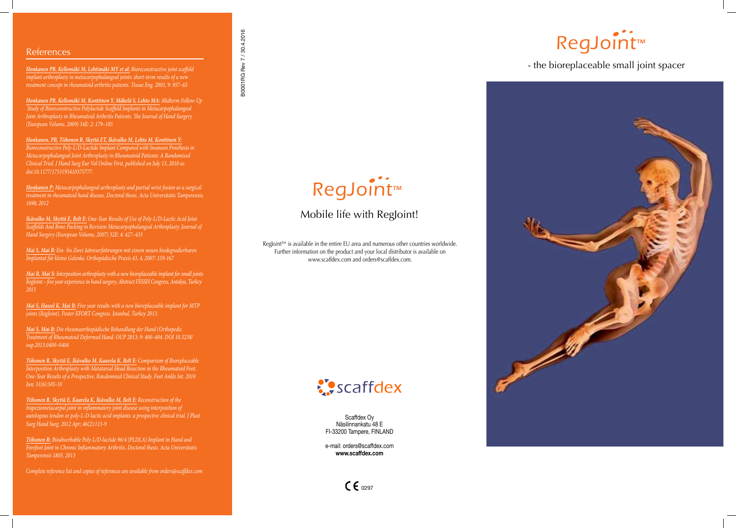## References

*Honkanen PB, Kellomäki M, Lehtimäki MY et al: Bioreconstructive joint scaffold implant arthroplasty in metacarpophalangeal joints: short-term results of a new treatment concept in rheumatoid arthritis patients. Tissue Eng. 2003, 9: 957–65*

*Honkanen PB, Kellomäki M, Konttinen Y, Mäkelä S, Lehto MA: Midterm Follow-Up Study of Bioreconstructive Polylactide Scaffold Implants in Metacarpophalangeal Joint Arthroplasty in Rheumatoid Arthritis Patients. The Journal of Hand Surgery (European Volume, 2009) 34E: 2: 179–185*

*Honkanen, PB, Tiihonen R, Skyttä ET, Ikävalko M, Lehto M, Konttinen Y: Bioreconstructive Poly-L/D-Lactide Implant Compared with Swanson Prosthesis in Metacarpophalangeal Joint Arthroplasty in Rheumatoid Patients: A Randomised Clinical Trial. J Hand Surg Eur Vol Online First, published on July 13, 2010 as doi:10.1177/1753193410375777.*

*Honkanen P: Metacarpophalangeal arthroplasty and partial wrist fusion as a surgical treatment in rheumatoid hand disease. Doctoral thesis. Acta Universitatis Tamperensis; 1698; 2012*

*Ikävalko M, Skyttä E, Belt E: One-Year Results of Use of Poly-L/D-Lactic Acid Joint Scaffolds And Bone Packing in Revision Metacarpophalangeal Arthroplasty. Journal of Hand Surgery (European Volume, 2007) 32E: 4: 427–433*

*Mai S, Mai B: Ein- bis Zwei-Jahreserfahrungen mit einem neuen biodegradierbaren Implantat für kleine Gelenke. Orthopädische Praxis 43, 4, 2007: 159-167*

*Mai B, Mai S: Interposition arthroplasty with a new bioreplaceable implant for small joints RegJoint - five year experience in hand surgery. Abstract FESSH Congress, Antalya, Turkey 2013*

*Mai S, Hassel K, Mai B: Five year results with a new bioreplaceable implant for MTP joints (RegJoint). Poster EFORT Congress. Istanbul, Turkey 2013.*

*Mai S, Mai B: Die rheumaorthopädische Behandlung der Hand (Orthopedic Treatment of Rheumatoid Deformed Hand. OUP 2013; 9: 400–404. DOI 10.3238/oup.2013.0400–0404*

*Tiihonen R, Skyttä E, Ikävalko M, Kaarela K, Belt E: Comparison of Bioreplaceable Interposition Arthroplasty with Metatarsal Head Resection in the Rheumatoid Foot. One-Year Results of a Prospective, Randomised Clinical Study. Foot Ankle Int. 2010 Jun; 31(6):505-10*

*Tiihonen R, Skyttä E, Kaarela K, Ikävalko M, Belt E: Reconstruction of the trapeziometacarpal joint in inflammatory joint disease using interposition of autologous tendon or poly-L-D-lactic acid implants: a prospective clinical trial. J Plast Surg Hand Surg. 2012 Apr; 46(2):113-9*

*Tiihonen R: Bioabsorbable Poly-L/D-lactide 96/4 (PLDLA) Implant in Hand and Forefoot Joint in Chronic Inflammatory Arthritis. Doctoral thesis. Acta Universitatis Tamperensis 1805. 2013*

*Complete reference list and copies of references are available from orders@scaffdex.com*

B0001RG Rev 7 / 30.4.2016

# RegJoint™

## Mobile life with RegJoint!

RegJoint™ is available in the entire EU area and numerous other countries worldwide. Further information on the product and your local distributor is available on www.scaffdex.com and orders@scaffdex.com.

scaffdex

Scaffdex Oy
Näsilinnankatu 48 E
FI-33200 Tampere, FINLAND

e-mail: orders@scaffdex.com
**www.scaffdex.com**

CE 0297

# RegJoint™

- the bioreplaceable small joint spacer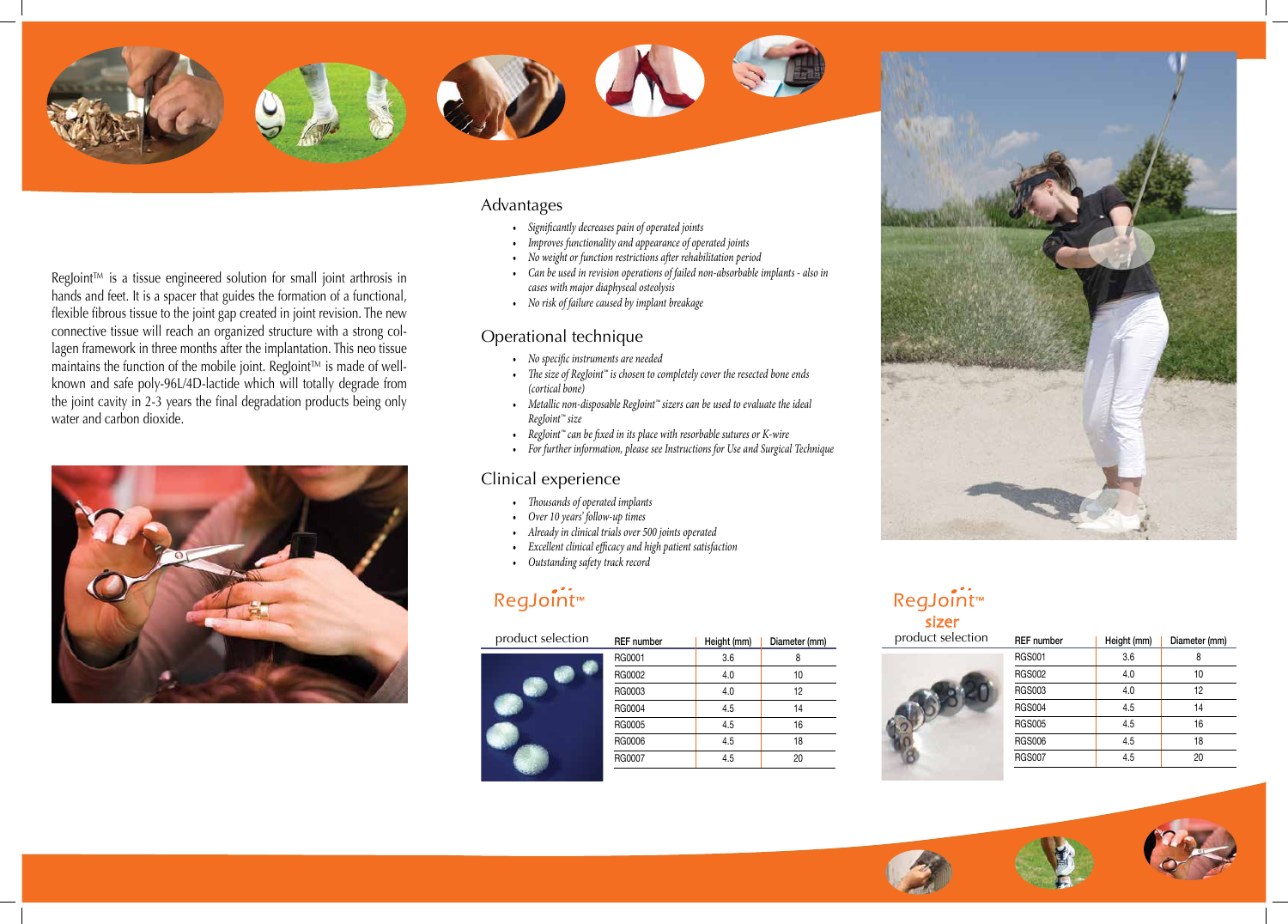RegJoint™ is a tissue engineered solution for small joint arthrosis in hands and feet. It is a spacer that guides the formation of a functional, flexible fibrous tissue to the joint gap created in joint revision. The new connective tissue will reach an organized structure with a strong collagen framework in three months after the implantation. This neo tissue maintains the function of the mobile joint. RegJoint™ is made of well-known and safe poly-96L/4D-lactide which will totally degrade from the joint cavity in 2-3 years the final degradation products being only water and carbon dioxide.

## Advantages

- *Significantly decreases pain of operated joints*
- *Improves functionality and appearance of operated joints*
- *No weight or function restrictions after rehabilitation period*
- *Can be used in revision operations of failed non-absorbable implants - also in cases with major diaphyseal osteolysis*
- *No risk of failure caused by implant breakage*

## Operational technique

- *No specific instruments are needed*
- *The size of RegJoint™ is chosen to completely cover the resected bone ends (cortical bone)*
- *Metallic non-disposable RegJoint™ sizers can be used to evaluate the ideal RegJoint™ size*
- *RegJoint™ can be fixed in its place with resorbable sutures or K-wire*
- *For further information, please see Instructions for Use and Surgical Technique*

## Clinical experience

- *Thousands of operated implants*
- *Over 10 years' follow-up times*
- *Already in clinical trials over 500 joints operated*
- *Excellent clinical efficacy and high patient satisfaction*
- *Outstanding safety track record*

## RegJoint™

product selection

| REF number | Height (mm) | Diameter (mm) |
|---|---|---|
| RG0001 | 3.6 | 8 |
| RG0002 | 4.0 | 10 |
| RG0003 | 4.0 | 12 |
| RG0004 | 4.5 | 14 |
| RG0005 | 4.5 | 16 |
| RG0006 | 4.5 | 18 |
| RG0007 | 4.5 | 20 |

## RegJoint™ sizer

product selection

| REF number | Height (mm) | Diameter (mm) |
|---|---|---|
| RGS001 | 3.6 | 8 |
| RGS002 | 4.0 | 10 |
| RGS003 | 4.0 | 12 |
| RGS004 | 4.5 | 14 |
| RGS005 | 4.5 | 16 |
| RGS006 | 4.5 | 18 |
| RGS007 | 4.5 | 20 |